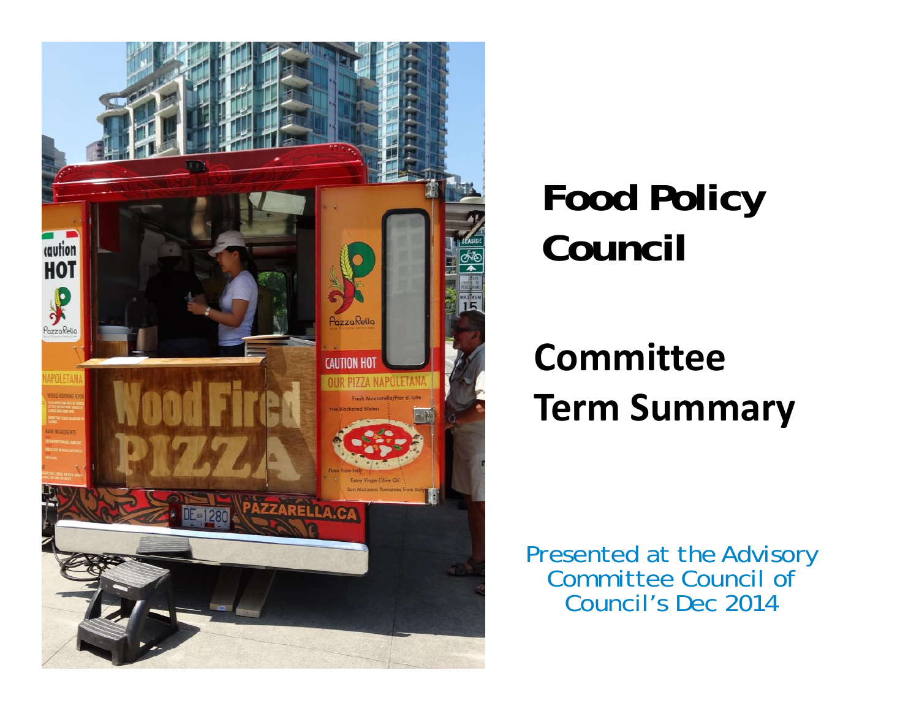# Food Policy Council

## Committee Term Summary

Presented at the Advisory Committee Council of Council's Dec 2014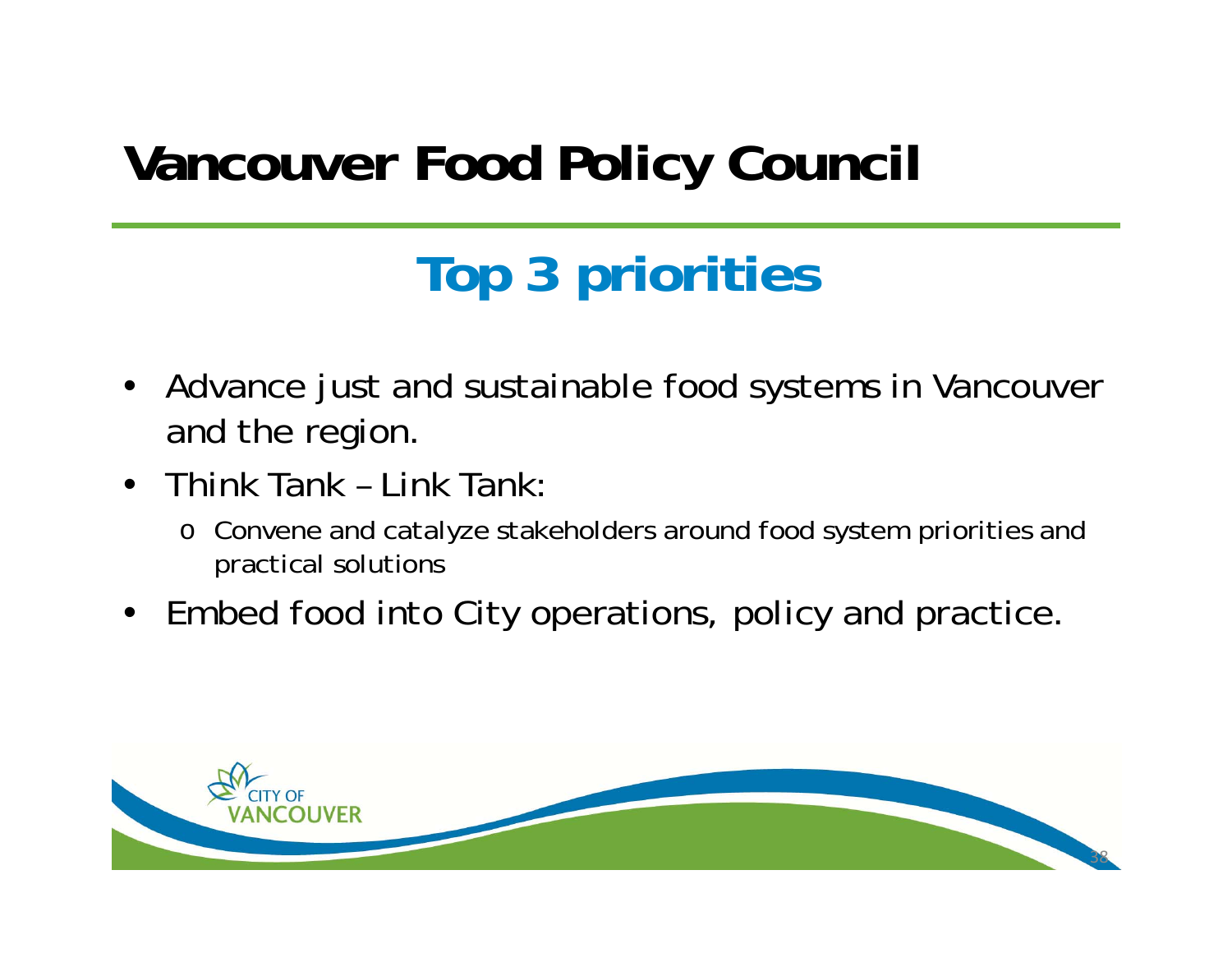# Vancouver Food Policy Council

## Top 3 priorities

- Advance just and sustainable food systems in Vancouver and the region.
- Think Tank – Link Tank:
  - Convene and catalyze stakeholders around food system priorities and practical solutions
- Embed food into City operations, policy and practice.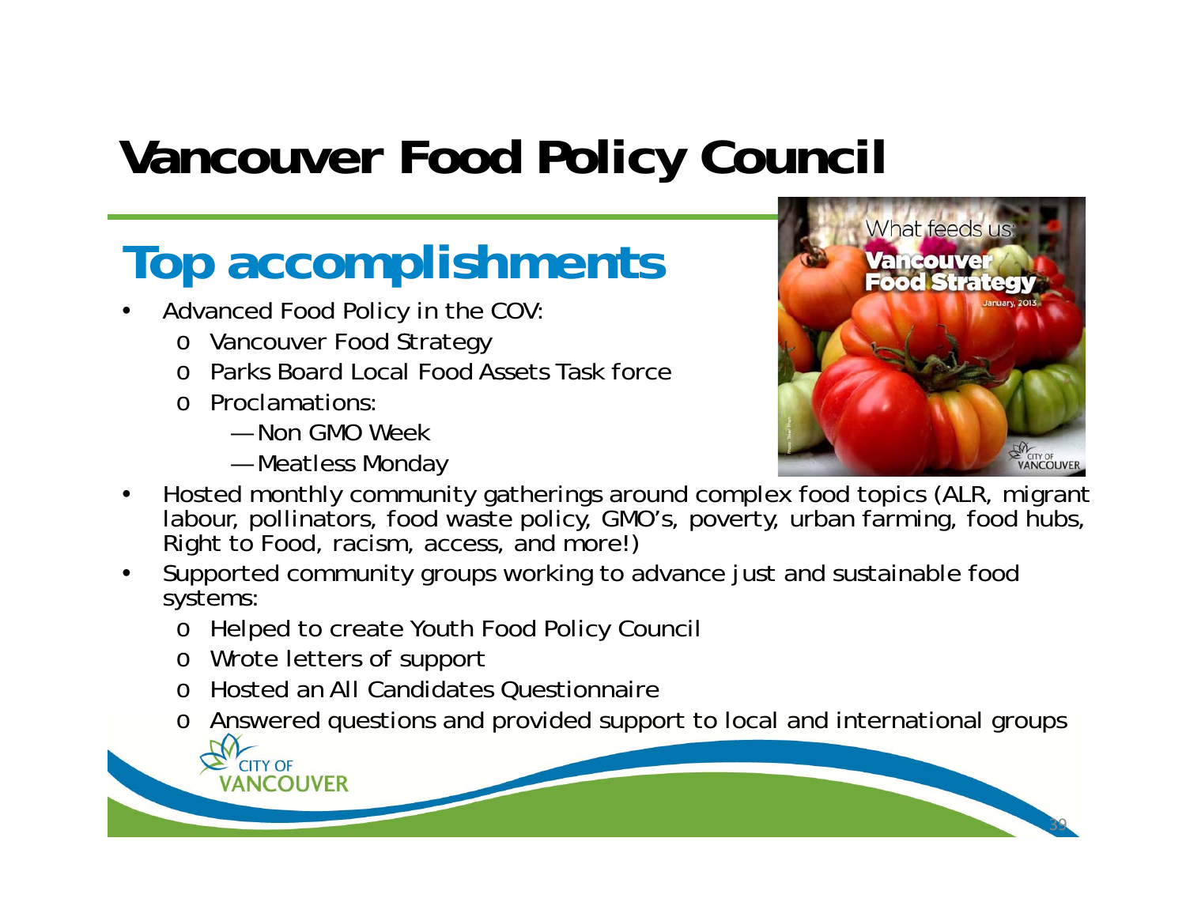# Vancouver Food Policy Council

## Top accomplishments

- Advanced Food Policy in the COV:
  - Vancouver Food Strategy
  - Parks Board Local Food Assets Task force
  - Proclamations:
    - Non GMO Week
    - Meatless Monday
- Hosted monthly community gatherings around complex food topics (ALR, migrant labour, pollinators, food waste policy, GMO's, poverty, urban farming, food hubs, Right to Food, racism, access, and more!)
- Supported community groups working to advance just and sustainable food systems:
  - Helped to create Youth Food Policy Council
  - Wrote letters of support
  - Hosted an All Candidates Questionnaire
  - Answered questions and provided support to local and international groups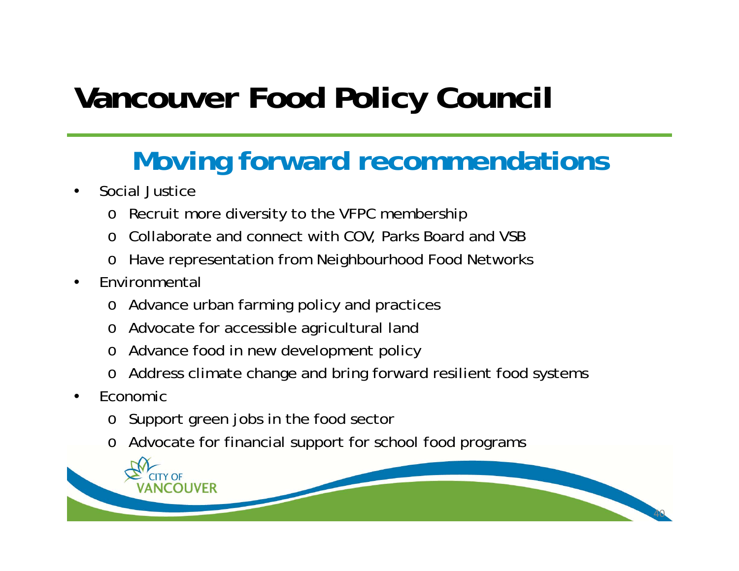# Vancouver Food Policy Council

## Moving forward recommendations

- Social Justice
  - Recruit more diversity to the VFPC membership
  - Collaborate and connect with COV, Parks Board and VSB
  - Have representation from Neighbourhood Food Networks
- Environmental
  - Advance urban farming policy and practices
  - Advocate for accessible agricultural land
  - Advance food in new development policy
  - Address climate change and bring forward resilient food systems
- Economic
  - Support green jobs in the food sector
  - Advocate for financial support for school food programs